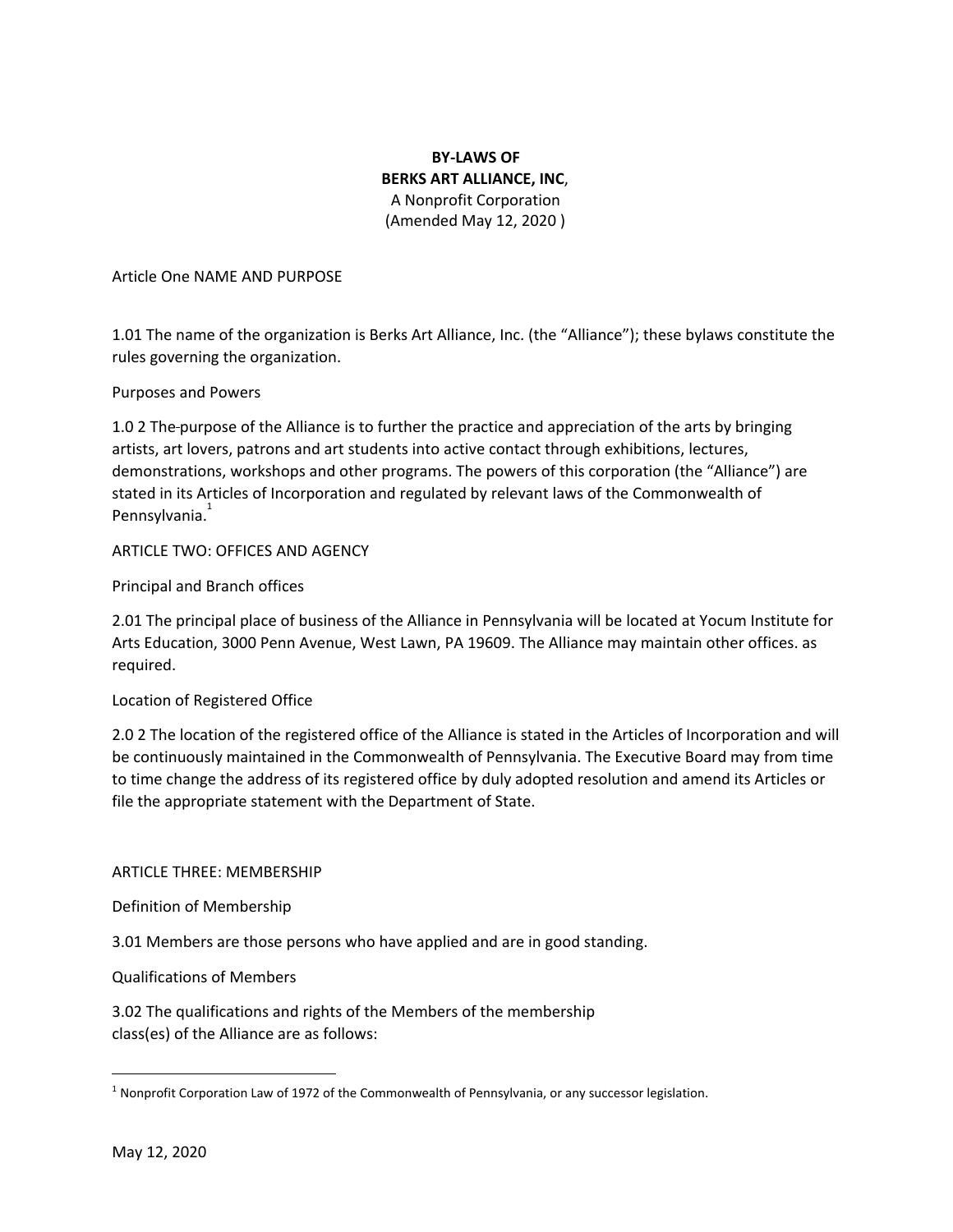**BY-LAWS OF**
**BERKS ART ALLIANCE, INC**,
A Nonprofit Corporation
(Amended May 12, 2020 )

Article One NAME AND PURPOSE

1.01 The name of the organization is Berks Art Alliance, Inc. (the "Alliance"); these bylaws constitute the rules governing the organization.

Purposes and Powers

1.0 2 The purpose of the Alliance is to further the practice and appreciation of the arts by bringing artists, art lovers, patrons and art students into active contact through exhibitions, lectures, demonstrations, workshops and other programs. The powers of this corporation (the "Alliance") are stated in its Articles of Incorporation and regulated by relevant laws of the Commonwealth of Pennsylvania.[1]

ARTICLE TWO: OFFICES AND AGENCY

Principal and Branch offices

2.01 The principal place of business of the Alliance in Pennsylvania will be located at Yocum Institute for Arts Education, 3000 Penn Avenue, West Lawn, PA 19609. The Alliance may maintain other offices. as required.

Location of Registered Office

2.0 2 The location of the registered office of the Alliance is stated in the Articles of Incorporation and will be continuously maintained in the Commonwealth of Pennsylvania. The Executive Board may from time to time change the address of its registered office by duly adopted resolution and amend its Articles or file the appropriate statement with the Department of State.

ARTICLE THREE: MEMBERSHIP

Definition of Membership

3.01 Members are those persons who have applied and are in good standing.

Qualifications of Members

3.02 The qualifications and rights of the Members of the membership class(es) of the Alliance are as follows:

---

[1] Nonprofit Corporation Law of 1972 of the Commonwealth of Pennsylvania, or any successor legislation.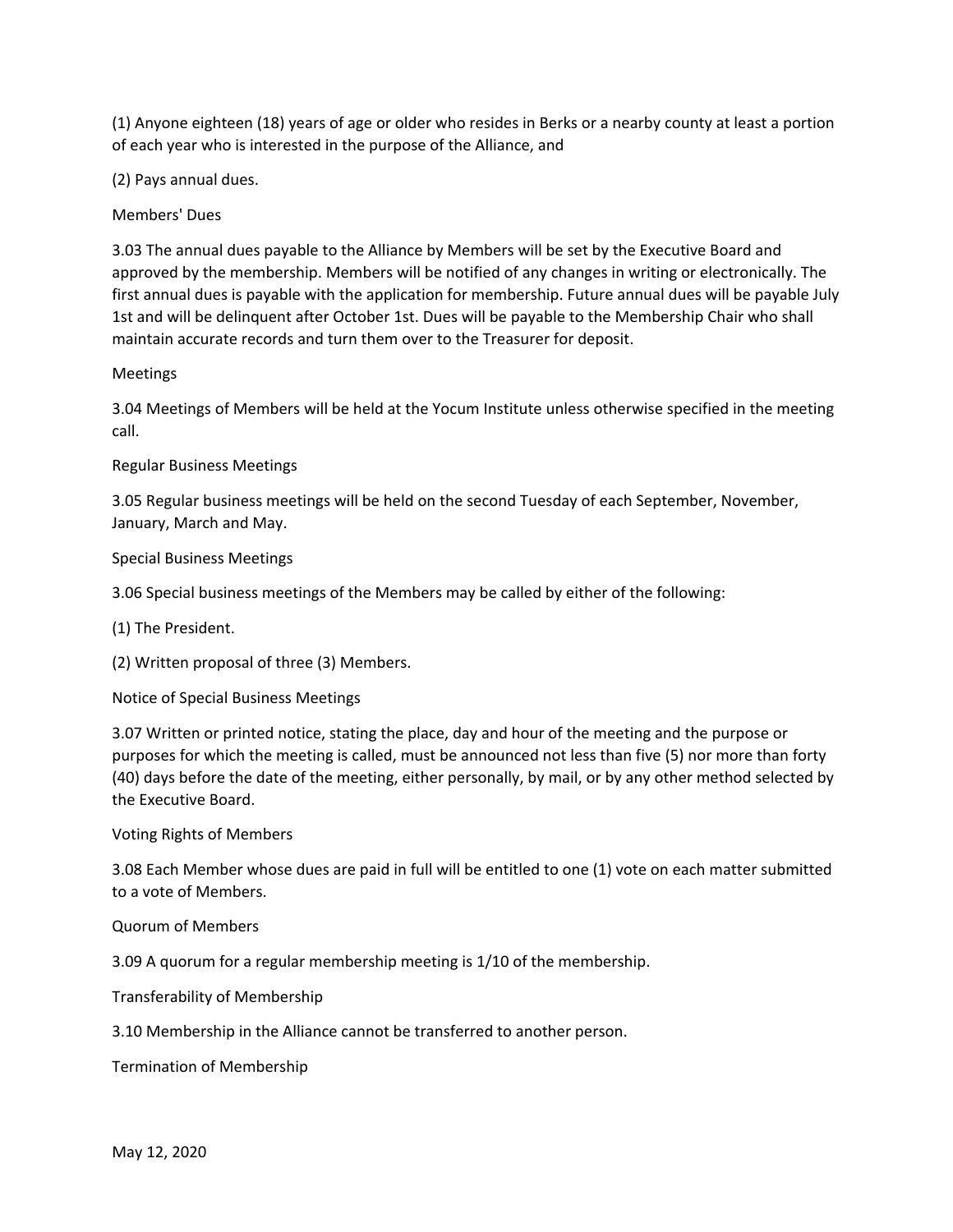(1) Anyone eighteen (18) years of age or older who resides in Berks or a nearby county at least a portion of each year who is interested in the purpose of the Alliance, and

(2) Pays annual dues.

### Members' Dues

3.03 The annual dues payable to the Alliance by Members will be set by the Executive Board and approved by the membership. Members will be notified of any changes in writing or electronically. The first annual dues is payable with the application for membership. Future annual dues will be payable July 1st and will be delinquent after October 1st. Dues will be payable to the Membership Chair who shall maintain accurate records and turn them over to the Treasurer for deposit.

### Meetings

3.04 Meetings of Members will be held at the Yocum Institute unless otherwise specified in the meeting call.

### Regular Business Meetings

3.05 Regular business meetings will be held on the second Tuesday of each September, November, January, March and May.

### Special Business Meetings

3.06 Special business meetings of the Members may be called by either of the following:

(1) The President.

(2) Written proposal of three (3) Members.

### Notice of Special Business Meetings

3.07 Written or printed notice, stating the place, day and hour of the meeting and the purpose or purposes for which the meeting is called, must be announced not less than five (5) nor more than forty (40) days before the date of the meeting, either personally, by mail, or by any other method selected by the Executive Board.

### Voting Rights of Members

3.08 Each Member whose dues are paid in full will be entitled to one (1) vote on each matter submitted to a vote of Members.

### Quorum of Members

3.09 A quorum for a regular membership meeting is 1/10 of the membership.

### Transferability of Membership

3.10 Membership in the Alliance cannot be transferred to another person.

### Termination of Membership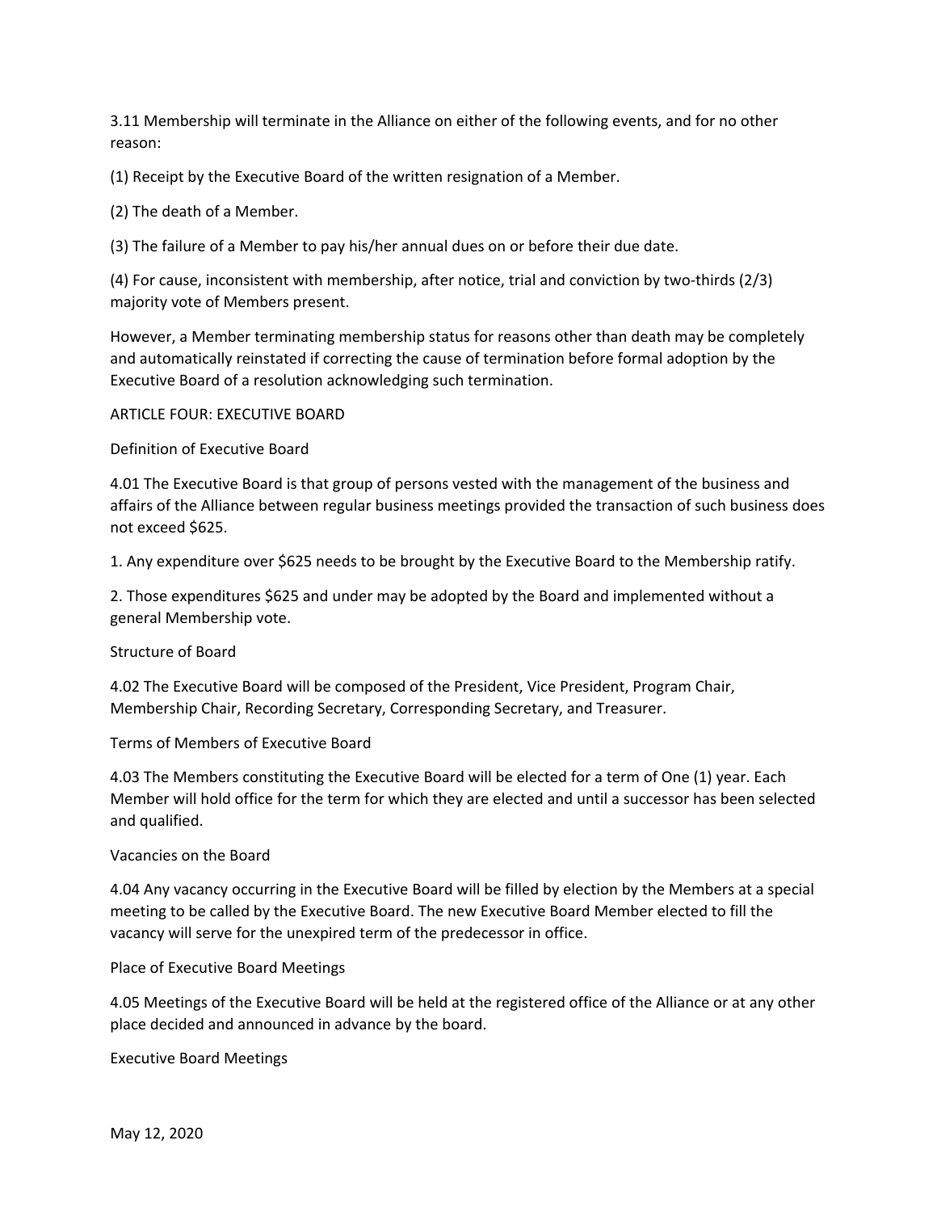3.11 Membership will terminate in the Alliance on either of the following events, and for no other reason:

(1) Receipt by the Executive Board of the written resignation of a Member.

(2) The death of a Member.

(3) The failure of a Member to pay his/her annual dues on or before their due date.

(4) For cause, inconsistent with membership, after notice, trial and conviction by two-thirds (2/3) majority vote of Members present.

However, a Member terminating membership status for reasons other than death may be completely and automatically reinstated if correcting the cause of termination before formal adoption by the Executive Board of a resolution acknowledging such termination.

## ARTICLE FOUR: EXECUTIVE BOARD

### Definition of Executive Board

4.01 The Executive Board is that group of persons vested with the management of the business and affairs of the Alliance between regular business meetings provided the transaction of such business does not exceed $625.

1. Any expenditure over $625 needs to be brought by the Executive Board to the Membership ratify.
2. Those expenditures $625 and under may be adopted by the Board and implemented without a general Membership vote.

### Structure of Board

4.02 The Executive Board will be composed of the President, Vice President, Program Chair, Membership Chair, Recording Secretary, Corresponding Secretary, and Treasurer.

### Terms of Members of Executive Board

4.03 The Members constituting the Executive Board will be elected for a term of One (1) year. Each Member will hold office for the term for which they are elected and until a successor has been selected and qualified.

### Vacancies on the Board

4.04 Any vacancy occurring in the Executive Board will be filled by election by the Members at a special meeting to be called by the Executive Board. The new Executive Board Member elected to fill the vacancy will serve for the unexpired term of the predecessor in office.

### Place of Executive Board Meetings

4.05 Meetings of the Executive Board will be held at the registered office of the Alliance or at any other place decided and announced in advance by the board.

### Executive Board Meetings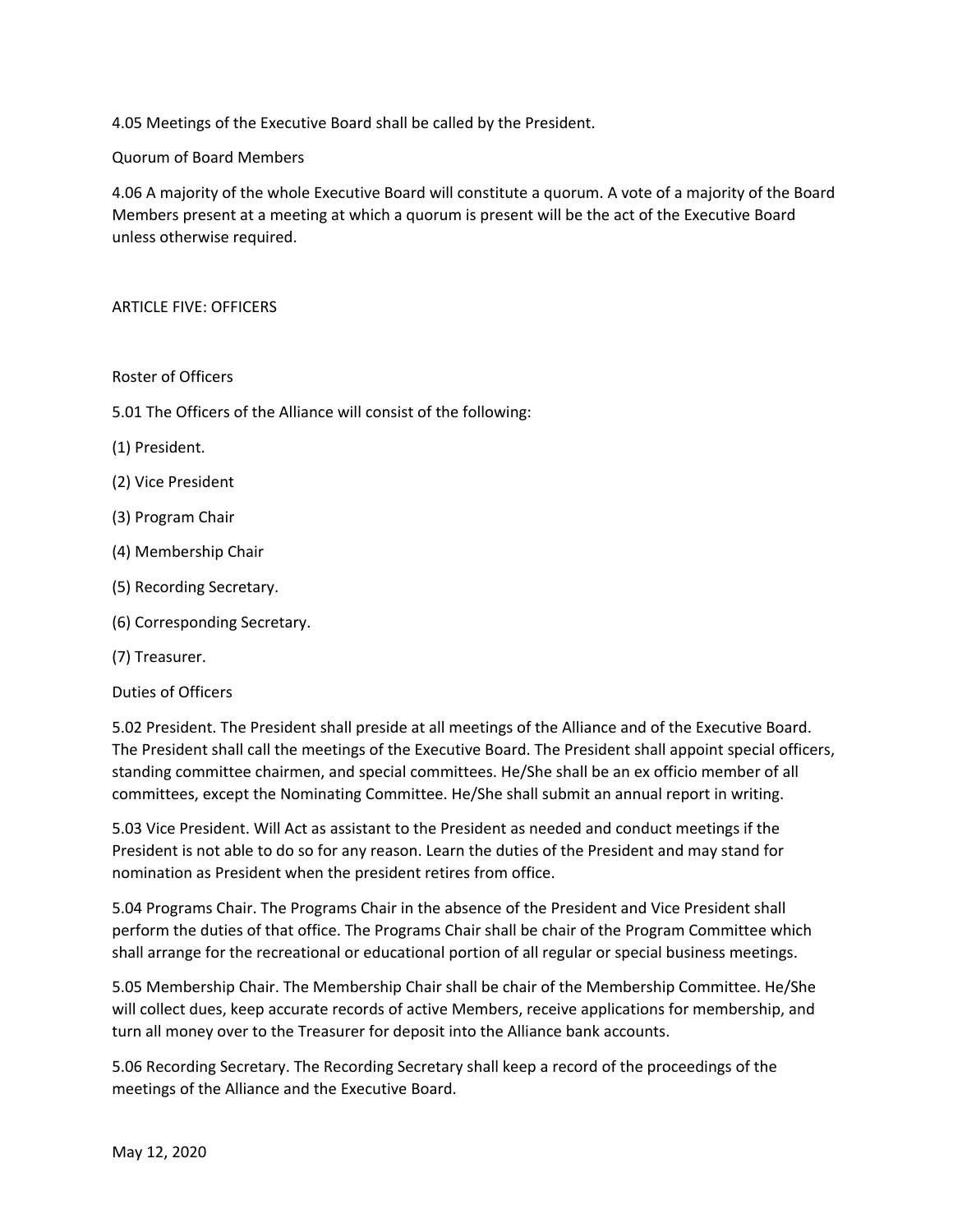4.05 Meetings of the Executive Board shall be called by the President.

### Quorum of Board Members

4.06 A majority of the whole Executive Board will constitute a quorum. A vote of a majority of the Board Members present at a meeting at which a quorum is present will be the act of the Executive Board unless otherwise required.

## ARTICLE FIVE: OFFICERS

### Roster of Officers

5.01 The Officers of the Alliance will consist of the following:

(1) President.

(2) Vice President

(3) Program Chair

(4) Membership Chair

(5) Recording Secretary.

(6) Corresponding Secretary.

(7) Treasurer.

### Duties of Officers

5.02 President. The President shall preside at all meetings of the Alliance and of the Executive Board. The President shall call the meetings of the Executive Board. The President shall appoint special officers, standing committee chairmen, and special committees. He/She shall be an ex officio member of all committees, except the Nominating Committee. He/She shall submit an annual report in writing.

5.03 Vice President. Will Act as assistant to the President as needed and conduct meetings if the President is not able to do so for any reason. Learn the duties of the President and may stand for nomination as President when the president retires from office.

5.04 Programs Chair. The Programs Chair in the absence of the President and Vice President shall perform the duties of that office. The Programs Chair shall be chair of the Program Committee which shall arrange for the recreational or educational portion of all regular or special business meetings.

5.05 Membership Chair. The Membership Chair shall be chair of the Membership Committee. He/She will collect dues, keep accurate records of active Members, receive applications for membership, and turn all money over to the Treasurer for deposit into the Alliance bank accounts.

5.06 Recording Secretary. The Recording Secretary shall keep a record of the proceedings of the meetings of the Alliance and the Executive Board.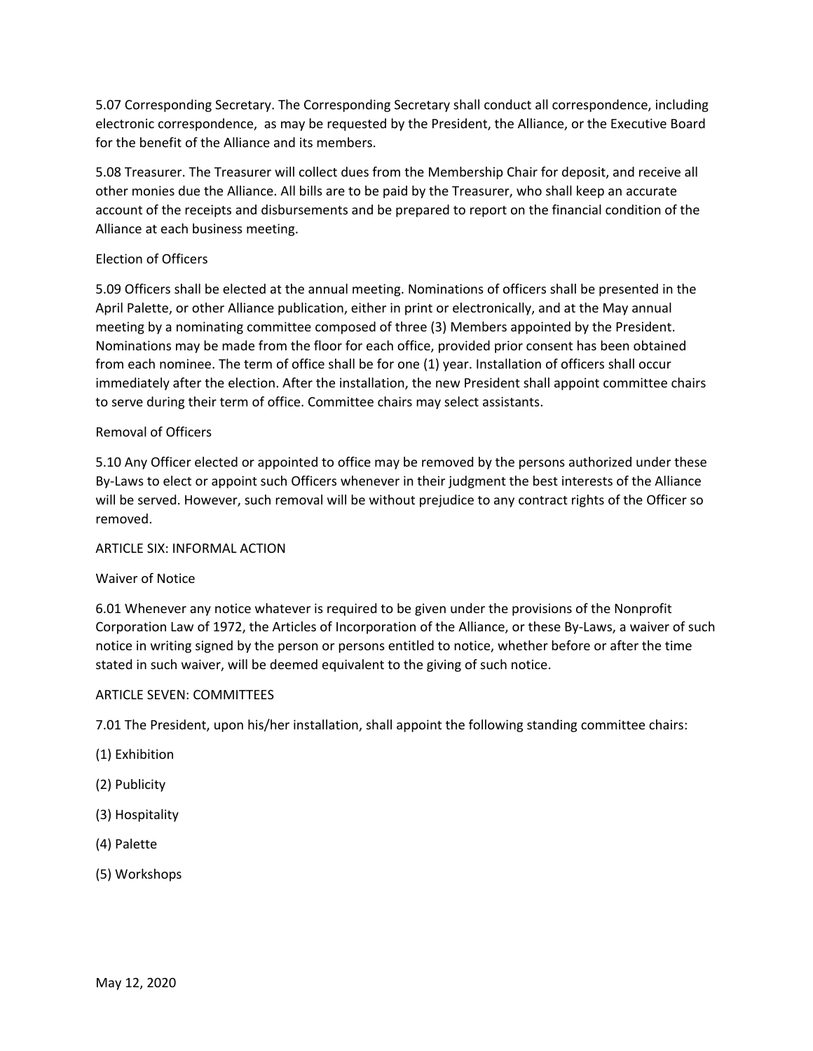5.07 Corresponding Secretary. The Corresponding Secretary shall conduct all correspondence, including electronic correspondence, as may be requested by the President, the Alliance, or the Executive Board for the benefit of the Alliance and its members.

5.08 Treasurer. The Treasurer will collect dues from the Membership Chair for deposit, and receive all other monies due the Alliance. All bills are to be paid by the Treasurer, who shall keep an accurate account of the receipts and disbursements and be prepared to report on the financial condition of the Alliance at each business meeting.

### Election of Officers

5.09 Officers shall be elected at the annual meeting. Nominations of officers shall be presented in the April Palette, or other Alliance publication, either in print or electronically, and at the May annual meeting by a nominating committee composed of three (3) Members appointed by the President. Nominations may be made from the floor for each office, provided prior consent has been obtained from each nominee. The term of office shall be for one (1) year. Installation of officers shall occur immediately after the election. After the installation, the new President shall appoint committee chairs to serve during their term of office. Committee chairs may select assistants.

### Removal of Officers

5.10 Any Officer elected or appointed to office may be removed by the persons authorized under these By-Laws to elect or appoint such Officers whenever in their judgment the best interests of the Alliance will be served. However, such removal will be without prejudice to any contract rights of the Officer so removed.

## ARTICLE SIX: INFORMAL ACTION

### Waiver of Notice

6.01 Whenever any notice whatever is required to be given under the provisions of the Nonprofit Corporation Law of 1972, the Articles of Incorporation of the Alliance, or these By-Laws, a waiver of such notice in writing signed by the person or persons entitled to notice, whether before or after the time stated in such waiver, will be deemed equivalent to the giving of such notice.

## ARTICLE SEVEN: COMMITTEES

7.01 The President, upon his/her installation, shall appoint the following standing committee chairs:

(1) Exhibition

(2) Publicity

(3) Hospitality

(4) Palette

(5) Workshops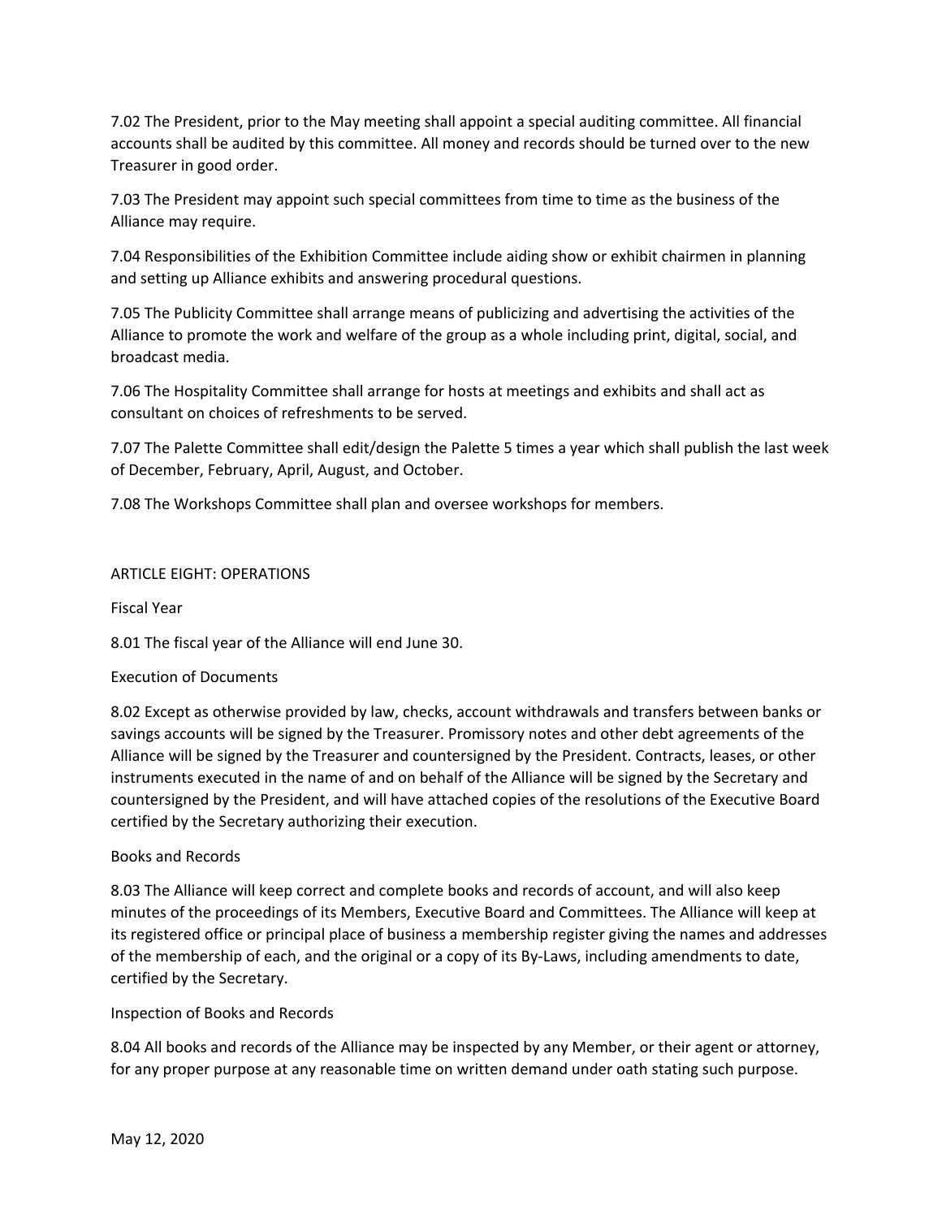7.02 The President, prior to the May meeting shall appoint a special auditing committee. All financial accounts shall be audited by this committee. All money and records should be turned over to the new Treasurer in good order.

7.03 The President may appoint such special committees from time to time as the business of the Alliance may require.

7.04 Responsibilities of the Exhibition Committee include aiding show or exhibit chairmen in planning and setting up Alliance exhibits and answering procedural questions.

7.05 The Publicity Committee shall arrange means of publicizing and advertising the activities of the Alliance to promote the work and welfare of the group as a whole including print, digital, social, and broadcast media.

7.06 The Hospitality Committee shall arrange for hosts at meetings and exhibits and shall act as consultant on choices of refreshments to be served.

7.07 The Palette Committee shall edit/design the Palette 5 times a year which shall publish the last week of December, February, April, August, and October.

7.08 The Workshops Committee shall plan and oversee workshops for members.

## ARTICLE EIGHT: OPERATIONS

### Fiscal Year

8.01 The fiscal year of the Alliance will end June 30.

### Execution of Documents

8.02 Except as otherwise provided by law, checks, account withdrawals and transfers between banks or savings accounts will be signed by the Treasurer. Promissory notes and other debt agreements of the Alliance will be signed by the Treasurer and countersigned by the President. Contracts, leases, or other instruments executed in the name of and on behalf of the Alliance will be signed by the Secretary and countersigned by the President, and will have attached copies of the resolutions of the Executive Board certified by the Secretary authorizing their execution.

### Books and Records

8.03 The Alliance will keep correct and complete books and records of account, and will also keep minutes of the proceedings of its Members, Executive Board and Committees. The Alliance will keep at its registered office or principal place of business a membership register giving the names and addresses of the membership of each, and the original or a copy of its By-Laws, including amendments to date, certified by the Secretary.

### Inspection of Books and Records

8.04 All books and records of the Alliance may be inspected by any Member, or their agent or attorney, for any proper purpose at any reasonable time on written demand under oath stating such purpose.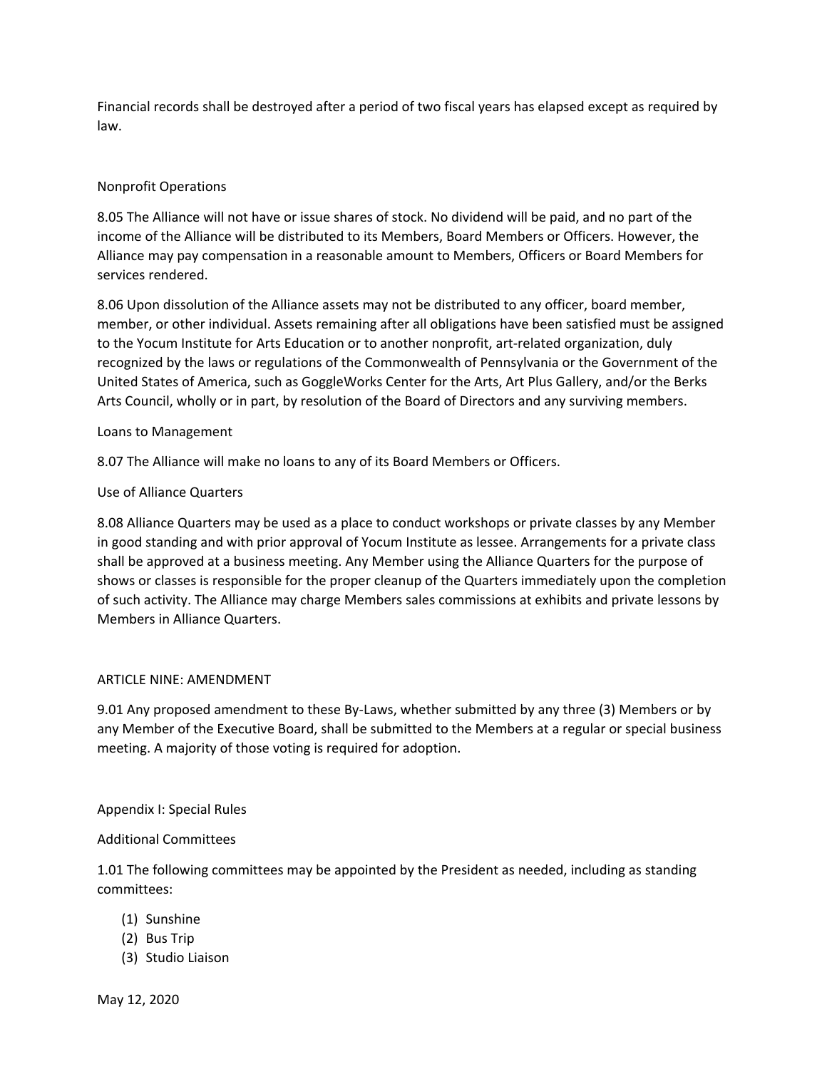Financial records shall be destroyed after a period of two fiscal years has elapsed except as required by law.

### Nonprofit Operations

8.05 The Alliance will not have or issue shares of stock. No dividend will be paid, and no part of the income of the Alliance will be distributed to its Members, Board Members or Officers. However, the Alliance may pay compensation in a reasonable amount to Members, Officers or Board Members for services rendered.

8.06 Upon dissolution of the Alliance assets may not be distributed to any officer, board member, member, or other individual. Assets remaining after all obligations have been satisfied must be assigned to the Yocum Institute for Arts Education or to another nonprofit, art-related organization, duly recognized by the laws or regulations of the Commonwealth of Pennsylvania or the Government of the United States of America, such as GoggleWorks Center for the Arts, Art Plus Gallery, and/or the Berks Arts Council, wholly or in part, by resolution of the Board of Directors and any surviving members.

### Loans to Management

8.07 The Alliance will make no loans to any of its Board Members or Officers.

### Use of Alliance Quarters

8.08 Alliance Quarters may be used as a place to conduct workshops or private classes by any Member in good standing and with prior approval of Yocum Institute as lessee. Arrangements for a private class shall be approved at a business meeting. Any Member using the Alliance Quarters for the purpose of shows or classes is responsible for the proper cleanup of the Quarters immediately upon the completion of such activity. The Alliance may charge Members sales commissions at exhibits and private lessons by Members in Alliance Quarters.

## ARTICLE NINE: AMENDMENT

9.01 Any proposed amendment to these By-Laws, whether submitted by any three (3) Members or by any Member of the Executive Board, shall be submitted to the Members at a regular or special business meeting. A majority of those voting is required for adoption.

## Appendix I: Special Rules

### Additional Committees

1.01 The following committees may be appointed by the President as needed, including as standing committees:

(1) Sunshine
(2) Bus Trip
(3) Studio Liaison

May 12, 2020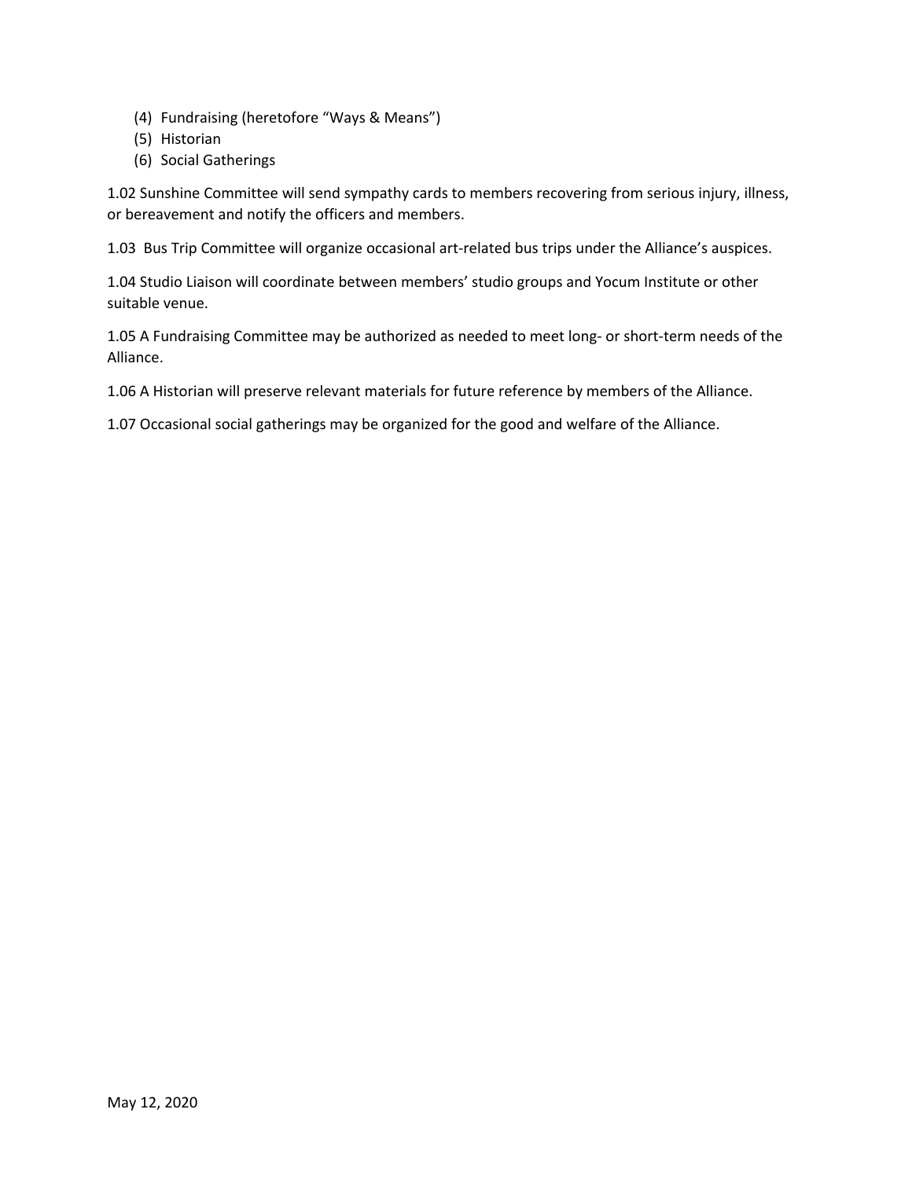(4) Fundraising (heretofore "Ways & Means")
(5) Historian
(6) Social Gatherings

1.02 Sunshine Committee will send sympathy cards to members recovering from serious injury, illness, or bereavement and notify the officers and members.

1.03 Bus Trip Committee will organize occasional art-related bus trips under the Alliance's auspices.

1.04 Studio Liaison will coordinate between members' studio groups and Yocum Institute or other suitable venue.

1.05 A Fundraising Committee may be authorized as needed to meet long- or short-term needs of the Alliance.

1.06 A Historian will preserve relevant materials for future reference by members of the Alliance.

1.07 Occasional social gatherings may be organized for the good and welfare of the Alliance.

May 12, 2020